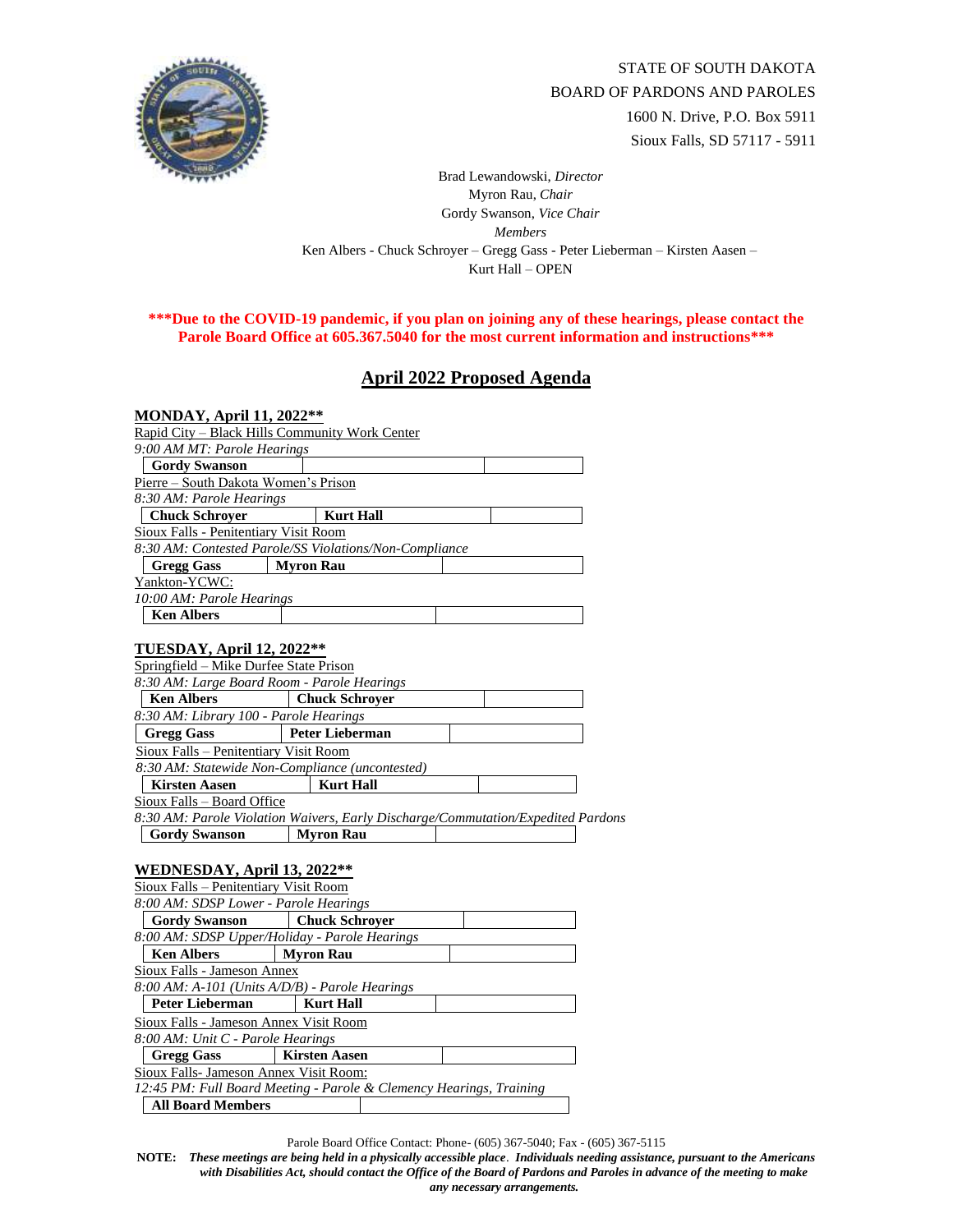STATE OF SOUTH DAKOTA
BOARD OF PARDONS AND PAROLES
1600 N. Drive, P.O. Box 5911
Sioux Falls, SD 57117 - 5911

Brad Lewandowski, *Director*
Myron Rau, *Chair*
Gordy Swanson, *Vice Chair*
*Members*
Ken Albers - Chuck Schroyer – Gregg Gass - Peter Lieberman – Kirsten Aasen –
Kurt Hall – OPEN

**\*\*\*Due to the COVID-19 pandemic, if you plan on joining any of these hearings, please contact the Parole Board Office at 605.367.5040 for the most current information and instructions\*\*\***

## April 2022 Proposed Agenda

### MONDAY, April 11, 2022**

Rapid City – Black Hills Community Work Center
*9:00 AM MT: Parole Hearings*

| **Gordy Swanson** | | |
|---|---|---|

Pierre – South Dakota Women's Prison
*8:30 AM: Parole Hearings*

| **Chuck Schroyer** | **Kurt Hall** | |
|---|---|---|

Sioux Falls - Penitentiary Visit Room
*8:30 AM: Contested Parole/SS Violations/Non-Compliance*

| **Gregg Gass** | **Myron Rau** | |
|---|---|---|

Yankton-YCWC:
*10:00 AM: Parole Hearings*

| **Ken Albers** | | |
|---|---|---|

### TUESDAY, April 12, 2022**

Springfield – Mike Durfee State Prison
*8:30 AM: Large Board Room - Parole Hearings*

| **Ken Albers** | **Chuck Schroyer** | |
|---|---|---|

*8:30 AM: Library 100 - Parole Hearings*

| **Gregg Gass** | **Peter Lieberman** | |
|---|---|---|

Sioux Falls – Penitentiary Visit Room
*8:30 AM: Statewide Non-Compliance (uncontested)*

| **Kirsten Aasen** | **Kurt Hall** | |
|---|---|---|

Sioux Falls – Board Office
*8:30 AM: Parole Violation Waivers, Early Discharge/Commutation/Expedited Pardons*

| **Gordy Swanson** | **Myron Rau** | |
|---|---|---|

### WEDNESDAY, April 13, 2022**

Sioux Falls – Penitentiary Visit Room
*8:00 AM: SDSP Lower - Parole Hearings*

| **Gordy Swanson** | **Chuck Schroyer** | |
|---|---|---|

*8:00 AM: SDSP Upper/Holiday - Parole Hearings*

| **Ken Albers** | **Myron Rau** | |
|---|---|---|

Sioux Falls - Jameson Annex
*8:00 AM: A-101 (Units A/D/B) - Parole Hearings*

| **Peter Lieberman** | **Kurt Hall** | |
|---|---|---|

Sioux Falls - Jameson Annex Visit Room
*8:00 AM: Unit C - Parole Hearings*

| **Gregg Gass** | **Kirsten Aasen** | |
|---|---|---|

Sioux Falls- Jameson Annex Visit Room:
*12:45 PM: Full Board Meeting - Parole & Clemency Hearings, Training*

| **All Board Members** | |
|---|---|

Parole Board Office Contact: Phone- (605) 367-5040; Fax - (605) 367-5115

**NOTE:** ***These meetings are being held in a physically accessible place. Individuals needing assistance, pursuant to the Americans with Disabilities Act, should contact the Office of the Board of Pardons and Paroles in advance of the meeting to make any necessary arrangements.***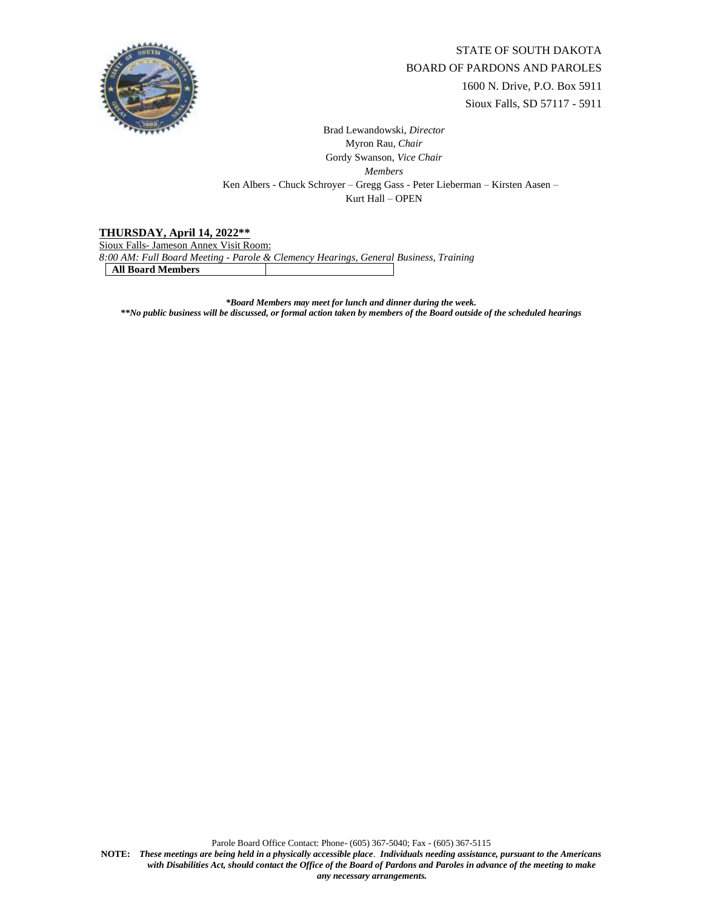STATE OF SOUTH DAKOTA
BOARD OF PARDONS AND PAROLES
1600 N. Drive, P.O. Box 5911
Sioux Falls, SD 57117 - 5911

Brad Lewandowski, *Director*
Myron Rau, *Chair*
Gordy Swanson, *Vice Chair*
*Members*
Ken Albers - Chuck Schroyer – Gregg Gass - Peter Lieberman – Kirsten Aasen – Kurt Hall – OPEN

**THURSDAY, April 14, 2022****

Sioux Falls- Jameson Annex Visit Room:

*8:00 AM: Full Board Meeting - Parole & Clemency Hearings, General Business, Training*

| | |
|---|---|
| **All Board Members** | |

***Board Members may meet for lunch and dinner during the week.***

*****No public business will be discussed, or formal action taken by members of the Board outside of the scheduled hearings***

Parole Board Office Contact: Phone- (605) 367-5040; Fax - (605) 367-5115

**NOTE:** ***These meetings are being held in a physically accessible place. Individuals needing assistance, pursuant to the Americans with Disabilities Act, should contact the Office of the Board of Pardons and Paroles in advance of the meeting to make any necessary arrangements.***